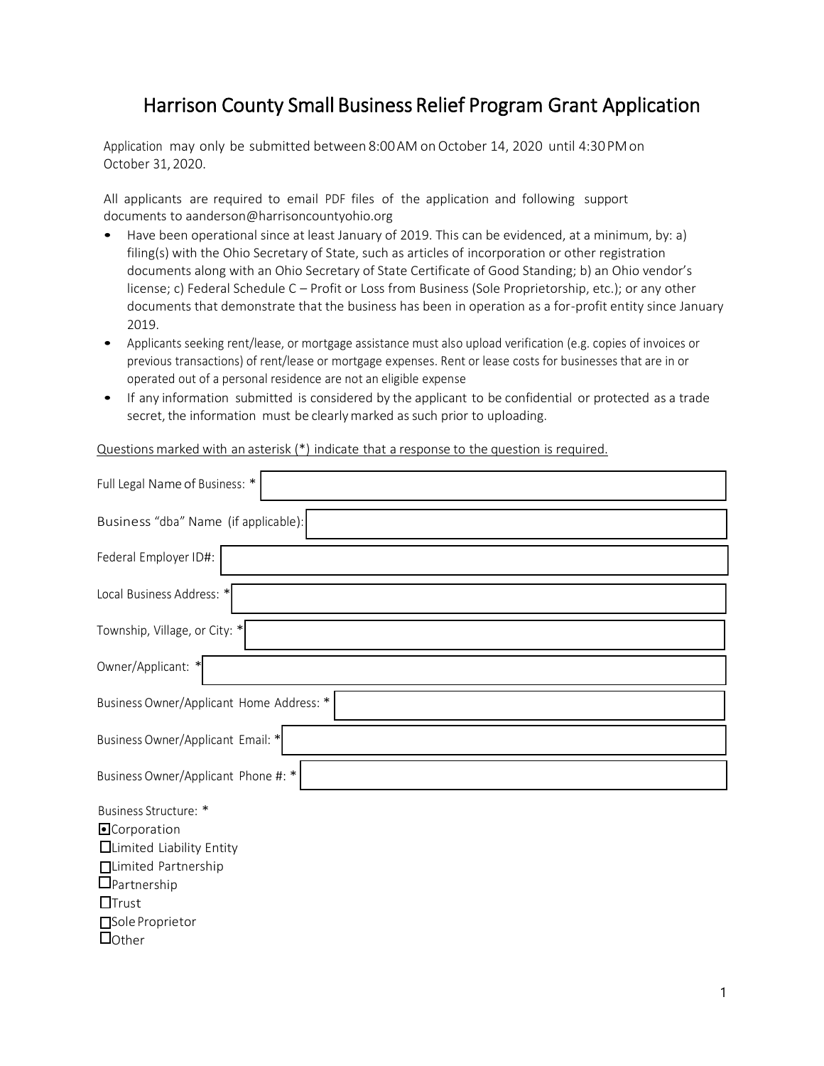# Harrison County Small Business Relief Program Grant Application

Application may only be submitted between 8:00 AM on October 14, 2020 until 4:30 PM on October 31, 2020.

All applicants are required to email PDF files of the application and following support documents to aanderson@harrisoncountyohio.org

- Have been operational since at least January of 2019. This can be evidenced, at a minimum, by: a) filing(s) with the Ohio Secretary of State, such as articles of incorporation or other registration documents along with an Ohio Secretary of State Certificate of Good Standing; b) an Ohio vendor's license; c) Federal Schedule C – Profit or Loss from Business (Sole Proprietorship, etc.); or any other documents that demonstrate that the business has been in operation as a for-profit entity since January 2019.
- Applicants seeking rent/lease, or mortgage assistance must also upload verification (e.g. copies of invoices or previous transactions) of rent/lease or mortgage expenses. Rent or lease costs for businesses that are in or operated out of a personal residence are not an eligible expense
- If any information submitted is considered by the applicant to be confidential or protected as a trade secret, the information must be clearly marked as such prior to uploading.

<u>Questions marked with an asterisk (*) indicate that a response to the question is required.</u>

Full Legal Name of Business: * ______________________

Business "dba" Name (if applicable): ______________________

Federal Employer ID#: ______________________

Local Business Address: * ______________________

Township, Village, or City: * ______________________

Owner/Applicant: * ______________________

Business Owner/Applicant Home Address: * ______________________

Business Owner/Applicant Email: * ______________________

Business Owner/Applicant Phone #: * ______________________

Business Structure: *

- [x] Corporation
- [ ] Limited Liability Entity
- [ ] Limited Partnership
- [ ] Partnership
- [ ] Trust
- [ ] Sole Proprietor
- [ ] Other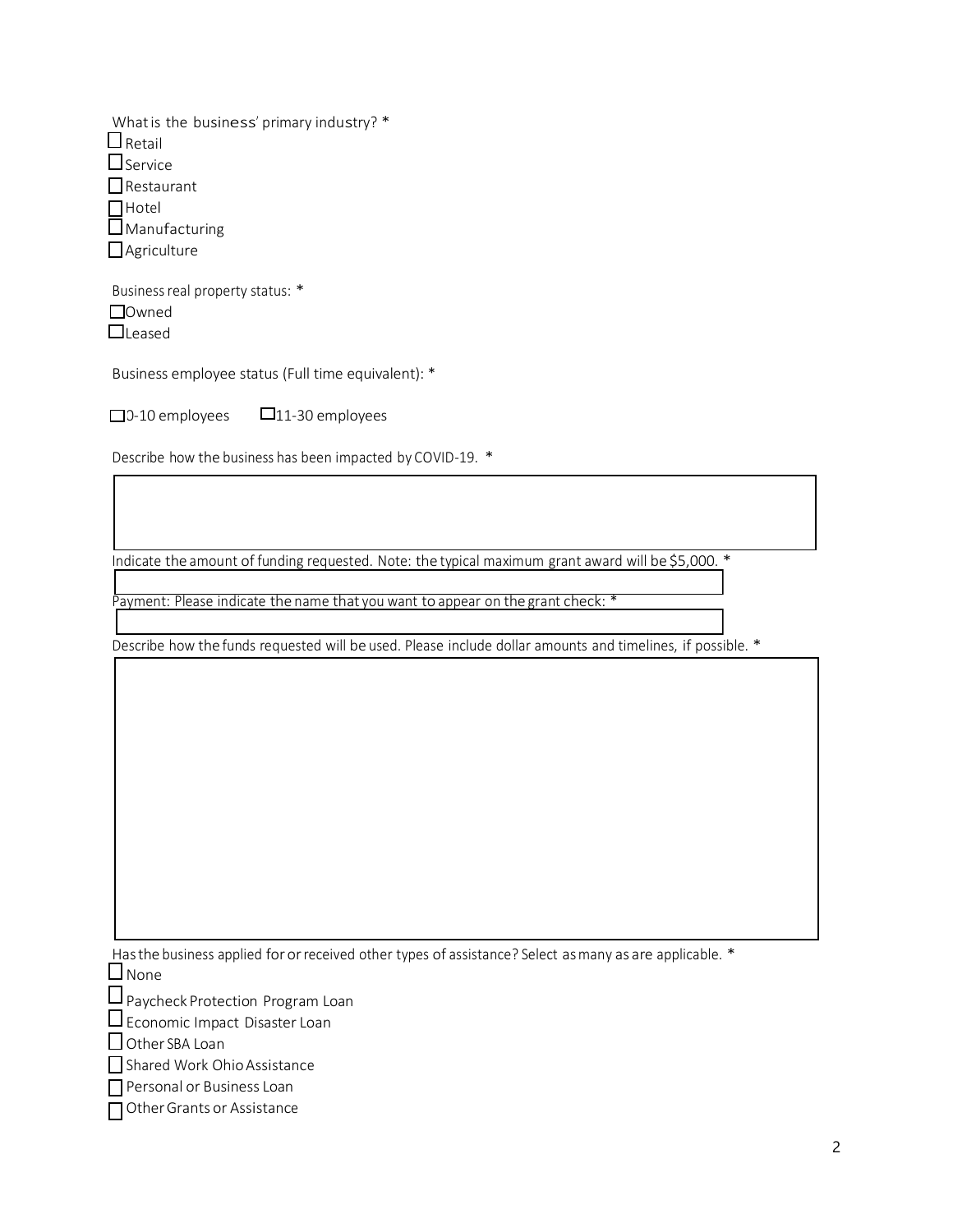What is the business' primary industry? *

- ☐ Retail
- ☐ Service
- ☐ Restaurant
- ☐ Hotel
- ☐ Manufacturing
- ☐ Agriculture

Business real property status: *

- ☐ Owned
- ☐ Leased

Business employee status (Full time equivalent): *

☐ 0-10 employees ☐ 11-30 employees

Describe how the business has been impacted by COVID-19. *

Indicate the amount of funding requested. Note: the typical maximum grant award will be $5,000. *

Payment: Please indicate the name that you want to appear on the grant check: *

Describe how the funds requested will be used. Please include dollar amounts and timelines, if possible. *

Has the business applied for or received other types of assistance? Select as many as are applicable. *

- ☐ None
- ☐ Paycheck Protection Program Loan
- ☐ Economic Impact Disaster Loan
- ☐ Other SBA Loan
- ☐ Shared Work Ohio Assistance
- ☐ Personal or Business Loan
- ☐ Other Grants or Assistance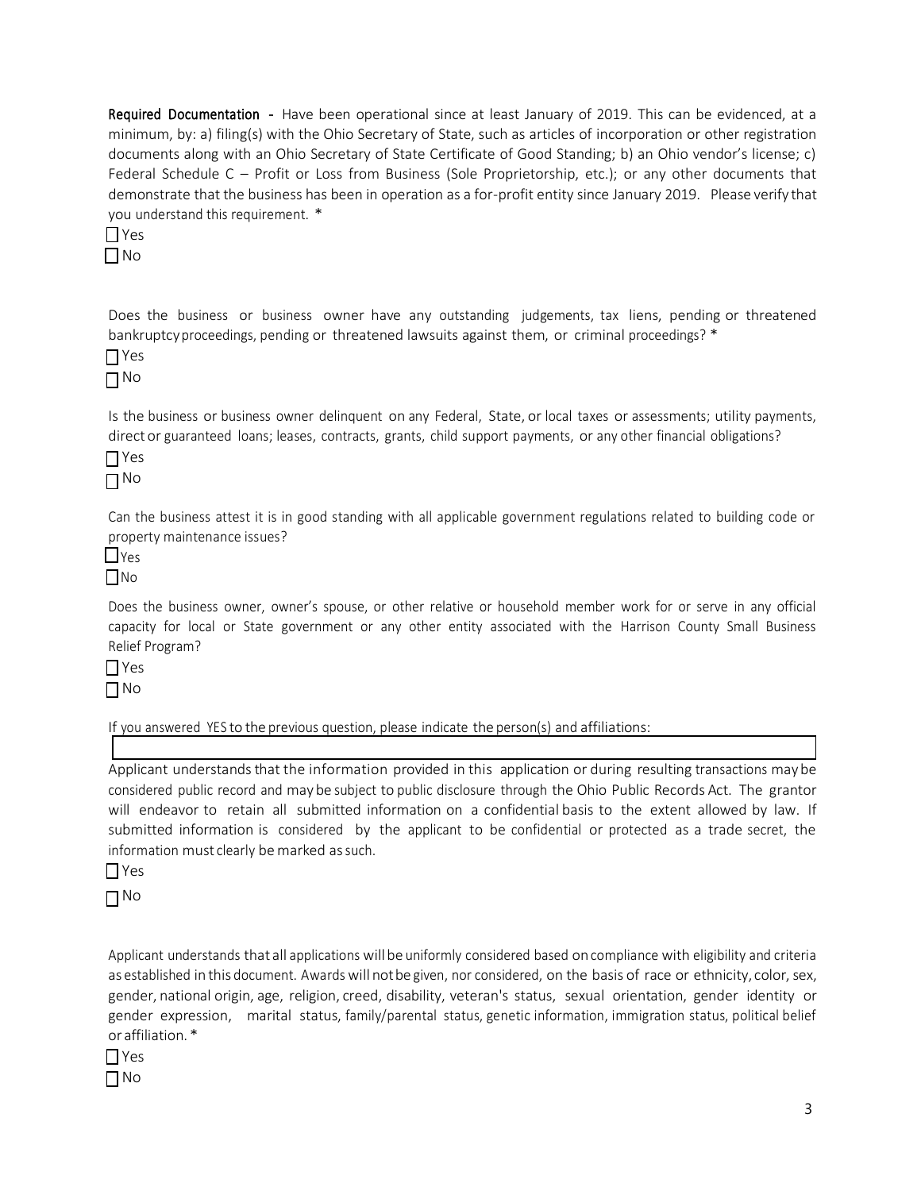**Required Documentation -** Have been operational since at least January of 2019. This can be evidenced, at a minimum, by: a) filing(s) with the Ohio Secretary of State, such as articles of incorporation or other registration documents along with an Ohio Secretary of State Certificate of Good Standing; b) an Ohio vendor's license; c) Federal Schedule C – Profit or Loss from Business (Sole Proprietorship, etc.); or any other documents that demonstrate that the business has been in operation as a for-profit entity since January 2019. Please verify that you understand this requirement. *

☐ Yes
☐ No

Does the business or business owner have any outstanding judgements, tax liens, pending or threatened bankruptcy proceedings, pending or threatened lawsuits against them, or criminal proceedings? *

☐ Yes
☐ No

Is the business or business owner delinquent on any Federal, State, or local taxes or assessments; utility payments, direct or guaranteed loans; leases, contracts, grants, child support payments, or any other financial obligations?

☐ Yes
☐ No

Can the business attest it is in good standing with all applicable government regulations related to building code or property maintenance issues?

☐ Yes
☐ No

Does the business owner, owner's spouse, or other relative or household member work for or serve in any official capacity for local or State government or any other entity associated with the Harrison County Small Business Relief Program?

☐ Yes
☐ No

If you answered YES to the previous question, please indicate the person(s) and affiliations:

Applicant understands that the information provided in this application or during resulting transactions may be considered public record and may be subject to public disclosure through the Ohio Public Records Act. The grantor will endeavor to retain all submitted information on a confidential basis to the extent allowed by law. If submitted information is considered by the applicant to be confidential or protected as a trade secret, the information must clearly be marked as such.

☐ Yes
☐ No

Applicant understands that all applications will be uniformly considered based on compliance with eligibility and criteria as established in this document. Awards will not be given, nor considered, on the basis of race or ethnicity, color, sex, gender, national origin, age, religion, creed, disability, veteran's status, sexual orientation, gender identity or gender expression, marital status, family/parental status, genetic information, immigration status, political belief or affiliation. *

☐ Yes
☐ No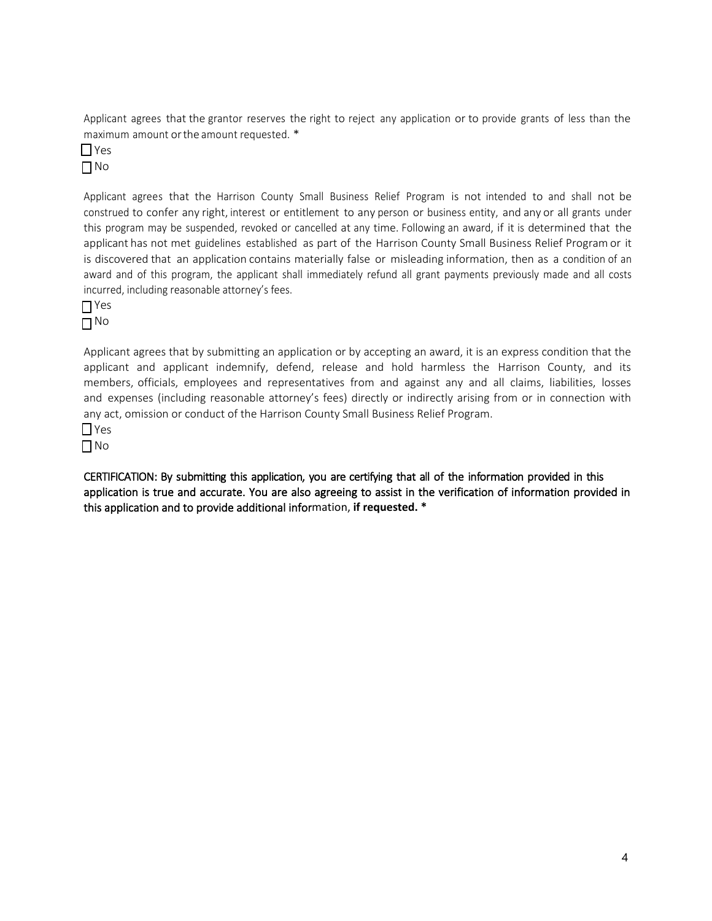Applicant agrees that the grantor reserves the right to reject any application or to provide grants of less than the maximum amount or the amount requested. *

☐ Yes
☐ No

Applicant agrees that the Harrison County Small Business Relief Program is not intended to and shall not be construed to confer any right, interest or entitlement to any person or business entity, and any or all grants under this program may be suspended, revoked or cancelled at any time. Following an award, if it is determined that the applicant has not met guidelines established as part of the Harrison County Small Business Relief Program or it is discovered that an application contains materially false or misleading information, then as a condition of an award and of this program, the applicant shall immediately refund all grant payments previously made and all costs incurred, including reasonable attorney's fees.

☐ Yes
☐ No

Applicant agrees that by submitting an application or by accepting an award, it is an express condition that the applicant and applicant indemnify, defend, release and hold harmless the Harrison County, and its members, officials, employees and representatives from and against any and all claims, liabilities, losses and expenses (including reasonable attorney's fees) directly or indirectly arising from or in connection with any act, omission or conduct of the Harrison County Small Business Relief Program.

☐ Yes
☐ No

**CERTIFICATION: By submitting this application, you are certifying that all of the information provided in this application is true and accurate. You are also agreeing to assist in the verification of information provided in this application and to provide additional information, if requested. ***